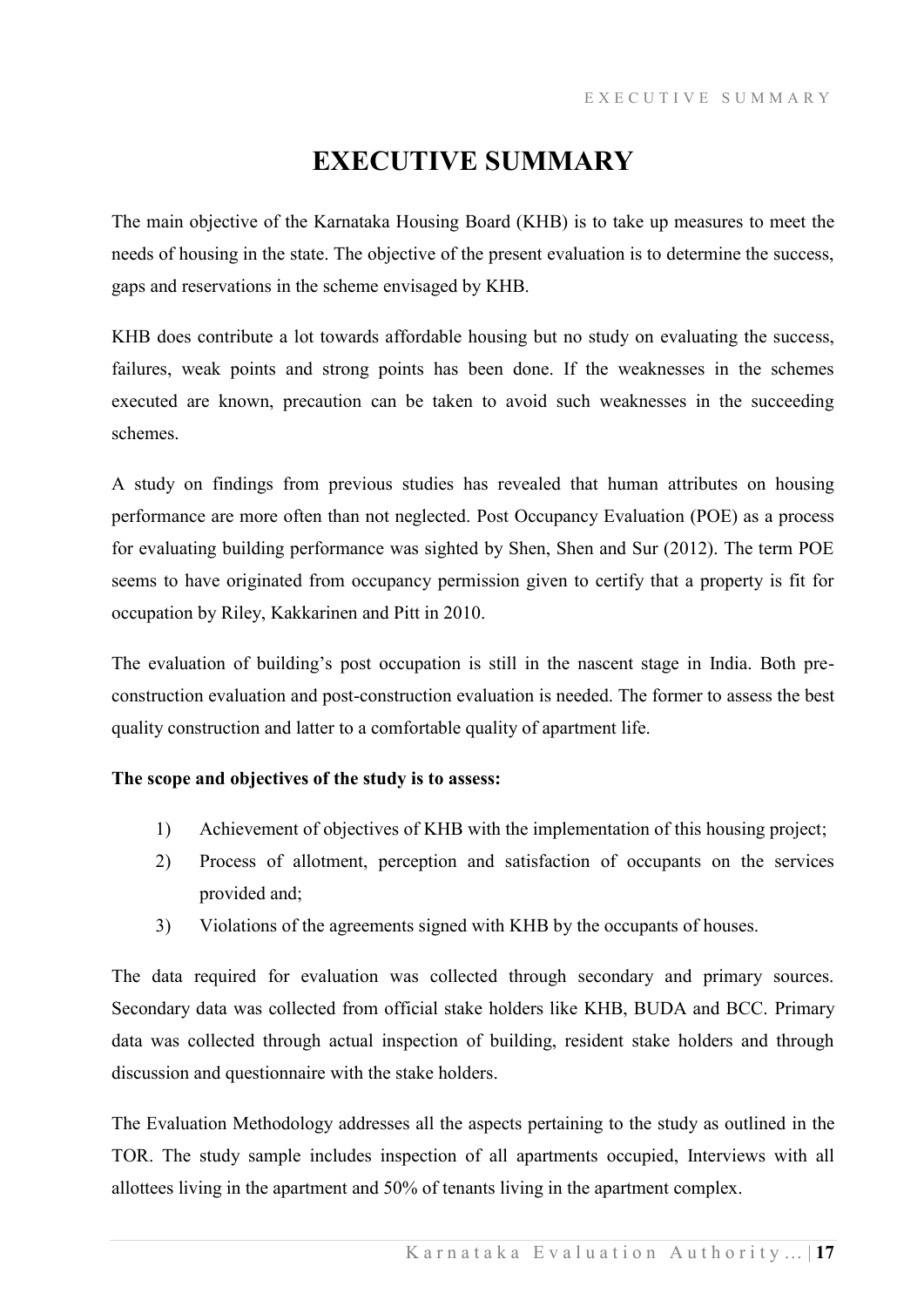# EXECUTIVE SUMMARY

The main objective of the Karnataka Housing Board (KHB) is to take up measures to meet the needs of housing in the state. The objective of the present evaluation is to determine the success, gaps and reservations in the scheme envisaged by KHB.

KHB does contribute a lot towards affordable housing but no study on evaluating the success, failures, weak points and strong points has been done. If the weaknesses in the schemes executed are known, precaution can be taken to avoid such weaknesses in the succeeding schemes.

A study on findings from previous studies has revealed that human attributes on housing performance are more often than not neglected. Post Occupancy Evaluation (POE) as a process for evaluating building performance was sighted by Shen, Shen and Sur (2012). The term POE seems to have originated from occupancy permission given to certify that a property is fit for occupation by Riley, Kakkarinen and Pitt in 2010.

The evaluation of building's post occupation is still in the nascent stage in India. Both pre-construction evaluation and post-construction evaluation is needed. The former to assess the best quality construction and latter to a comfortable quality of apartment life.

**The scope and objectives of the study is to assess:**

1) Achievement of objectives of KHB with the implementation of this housing project;
2) Process of allotment, perception and satisfaction of occupants on the services provided and;
3) Violations of the agreements signed with KHB by the occupants of houses.

The data required for evaluation was collected through secondary and primary sources. Secondary data was collected from official stake holders like KHB, BUDA and BCC. Primary data was collected through actual inspection of building, resident stake holders and through discussion and questionnaire with the stake holders.

The Evaluation Methodology addresses all the aspects pertaining to the study as outlined in the TOR. The study sample includes inspection of all apartments occupied, Interviews with all allottees living in the apartment and 50% of tenants living in the apartment complex.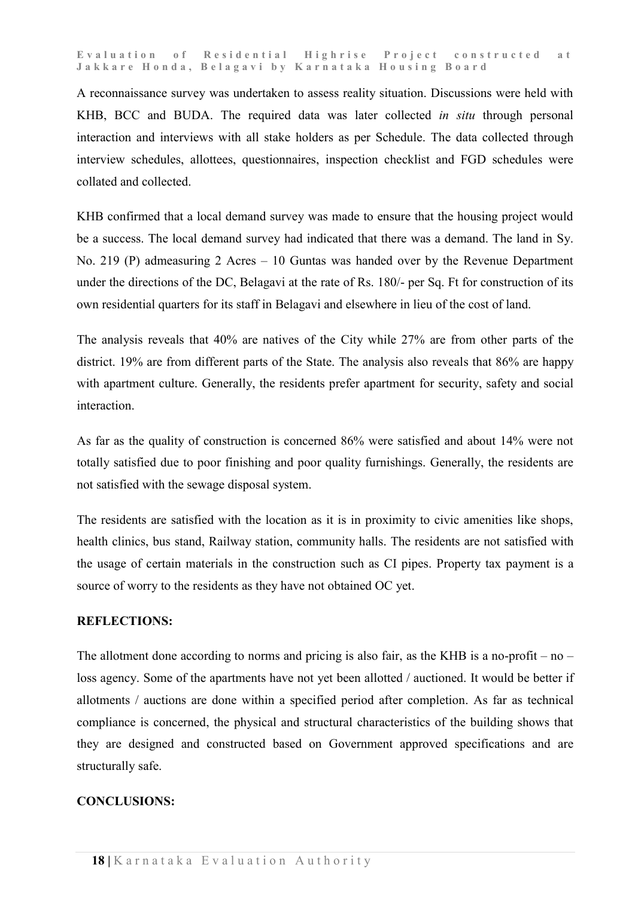A reconnaissance survey was undertaken to assess reality situation. Discussions were held with KHB, BCC and BUDA. The required data was later collected *in situ* through personal interaction and interviews with all stake holders as per Schedule. The data collected through interview schedules, allottees, questionnaires, inspection checklist and FGD schedules were collated and collected.

KHB confirmed that a local demand survey was made to ensure that the housing project would be a success. The local demand survey had indicated that there was a demand. The land in Sy. No. 219 (P) admeasuring 2 Acres – 10 Guntas was handed over by the Revenue Department under the directions of the DC, Belagavi at the rate of Rs. 180/- per Sq. Ft for construction of its own residential quarters for its staff in Belagavi and elsewhere in lieu of the cost of land.

The analysis reveals that 40% are natives of the City while 27% are from other parts of the district. 19% are from different parts of the State. The analysis also reveals that 86% are happy with apartment culture. Generally, the residents prefer apartment for security, safety and social interaction.

As far as the quality of construction is concerned 86% were satisfied and about 14% were not totally satisfied due to poor finishing and poor quality furnishings. Generally, the residents are not satisfied with the sewage disposal system.

The residents are satisfied with the location as it is in proximity to civic amenities like shops, health clinics, bus stand, Railway station, community halls. The residents are not satisfied with the usage of certain materials in the construction such as CI pipes. Property tax payment is a source of worry to the residents as they have not obtained OC yet.

**REFLECTIONS:**

The allotment done according to norms and pricing is also fair, as the KHB is a no-profit – no – loss agency. Some of the apartments have not yet been allotted / auctioned. It would be better if allotments / auctions are done within a specified period after completion. As far as technical compliance is concerned, the physical and structural characteristics of the building shows that they are designed and constructed based on Government approved specifications and are structurally safe.

**CONCLUSIONS:**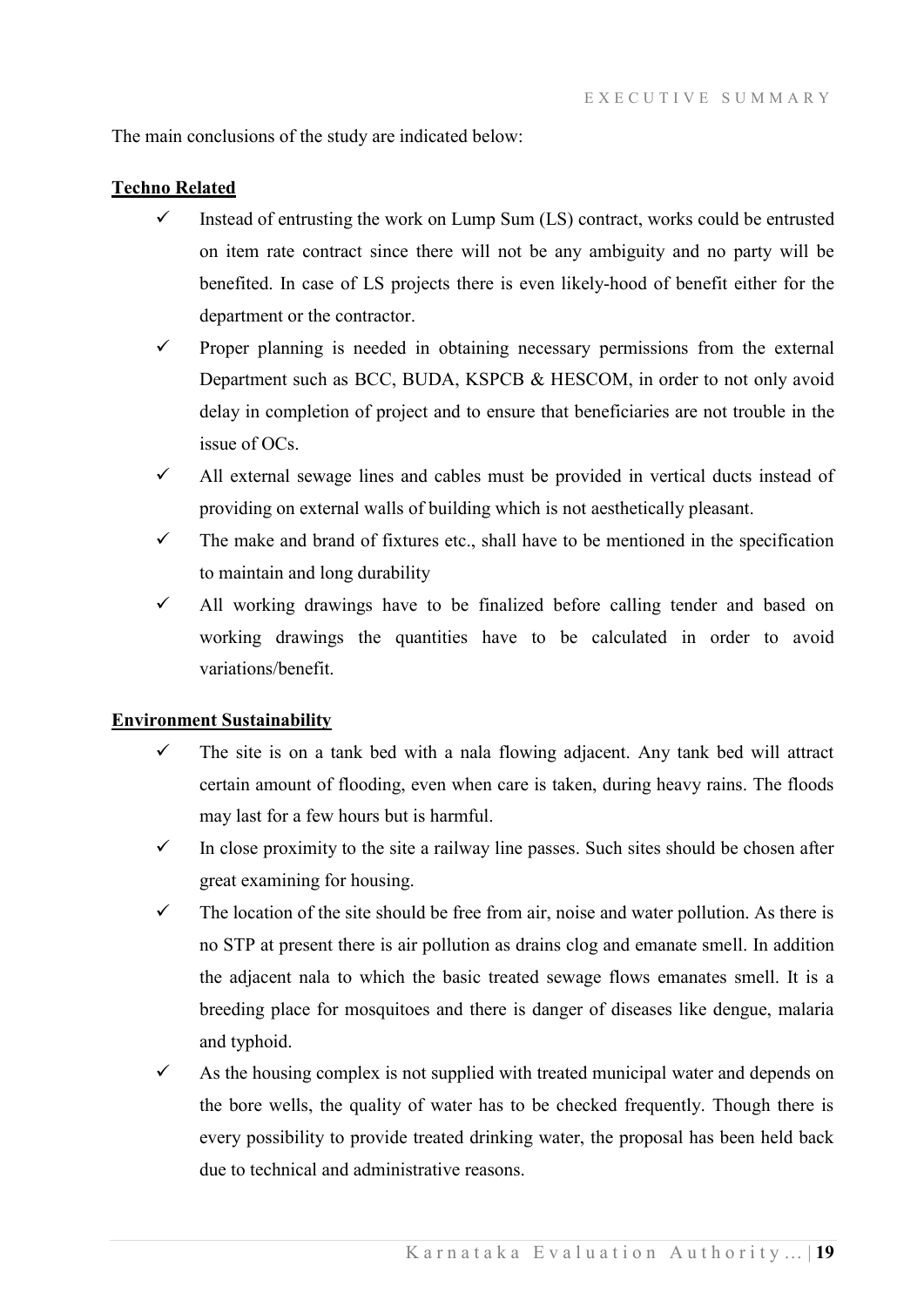The main conclusions of the study are indicated below:

**Techno Related**

- ✓ Instead of entrusting the work on Lump Sum (LS) contract, works could be entrusted on item rate contract since there will not be any ambiguity and no party will be benefited. In case of LS projects there is even likely-hood of benefit either for the department or the contractor.
- ✓ Proper planning is needed in obtaining necessary permissions from the external Department such as BCC, BUDA, KSPCB & HESCOM, in order to not only avoid delay in completion of project and to ensure that beneficiaries are not trouble in the issue of OCs.
- ✓ All external sewage lines and cables must be provided in vertical ducts instead of providing on external walls of building which is not aesthetically pleasant.
- ✓ The make and brand of fixtures etc., shall have to be mentioned in the specification to maintain and long durability
- ✓ All working drawings have to be finalized before calling tender and based on working drawings the quantities have to be calculated in order to avoid variations/benefit.

**Environment Sustainability**

- ✓ The site is on a tank bed with a nala flowing adjacent. Any tank bed will attract certain amount of flooding, even when care is taken, during heavy rains. The floods may last for a few hours but is harmful.
- ✓ In close proximity to the site a railway line passes. Such sites should be chosen after great examining for housing.
- ✓ The location of the site should be free from air, noise and water pollution. As there is no STP at present there is air pollution as drains clog and emanate smell. In addition the adjacent nala to which the basic treated sewage flows emanates smell. It is a breeding place for mosquitoes and there is danger of diseases like dengue, malaria and typhoid.
- ✓ As the housing complex is not supplied with treated municipal water and depends on the bore wells, the quality of water has to be checked frequently. Though there is every possibility to provide treated drinking water, the proposal has been held back due to technical and administrative reasons.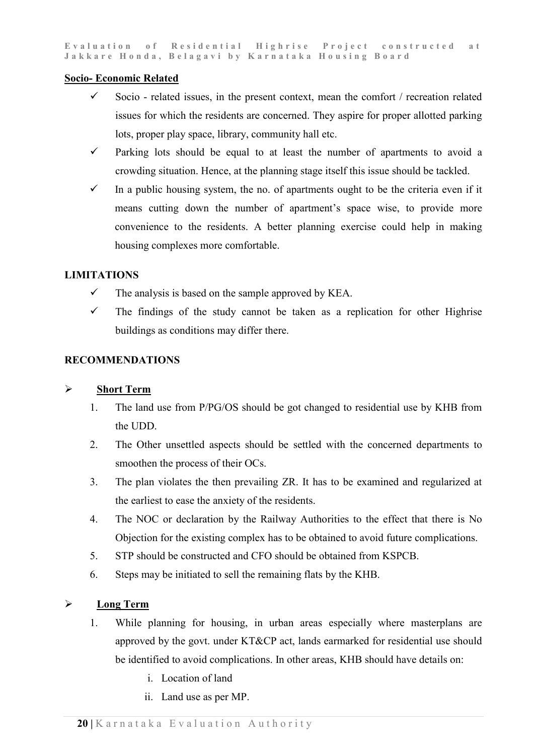**<u>Socio- Economic Related</u>**

- ✓ Socio - related issues, in the present context, mean the comfort / recreation related issues for which the residents are concerned. They aspire for proper allotted parking lots, proper play space, library, community hall etc.
- ✓ Parking lots should be equal to at least the number of apartments to avoid a crowding situation. Hence, at the planning stage itself this issue should be tackled.
- ✓ In a public housing system, the no. of apartments ought to be the criteria even if it means cutting down the number of apartment's space wise, to provide more convenience to the residents. A better planning exercise could help in making housing complexes more comfortable.

**LIMITATIONS**

- ✓ The analysis is based on the sample approved by KEA.
- ✓ The findings of the study cannot be taken as a replication for other Highrise buildings as conditions may differ there.

**RECOMMENDATIONS**

➢ **<u>Short Term</u>**

1. The land use from P/PG/OS should be got changed to residential use by KHB from the UDD.
2. The Other unsettled aspects should be settled with the concerned departments to smoothen the process of their OCs.
3. The plan violates the then prevailing ZR. It has to be examined and regularized at the earliest to ease the anxiety of the residents.
4. The NOC or declaration by the Railway Authorities to the effect that there is No Objection for the existing complex has to be obtained to avoid future complications.
5. STP should be constructed and CFO should be obtained from KSPCB.
6. Steps may be initiated to sell the remaining flats by the KHB.

➢ **<u>Long Term</u>**

1. While planning for housing, in urban areas especially where masterplans are approved by the govt. under KT&CP act, lands earmarked for residential use should be identified to avoid complications. In other areas, KHB should have details on:
   - i. Location of land
   - ii. Land use as per MP.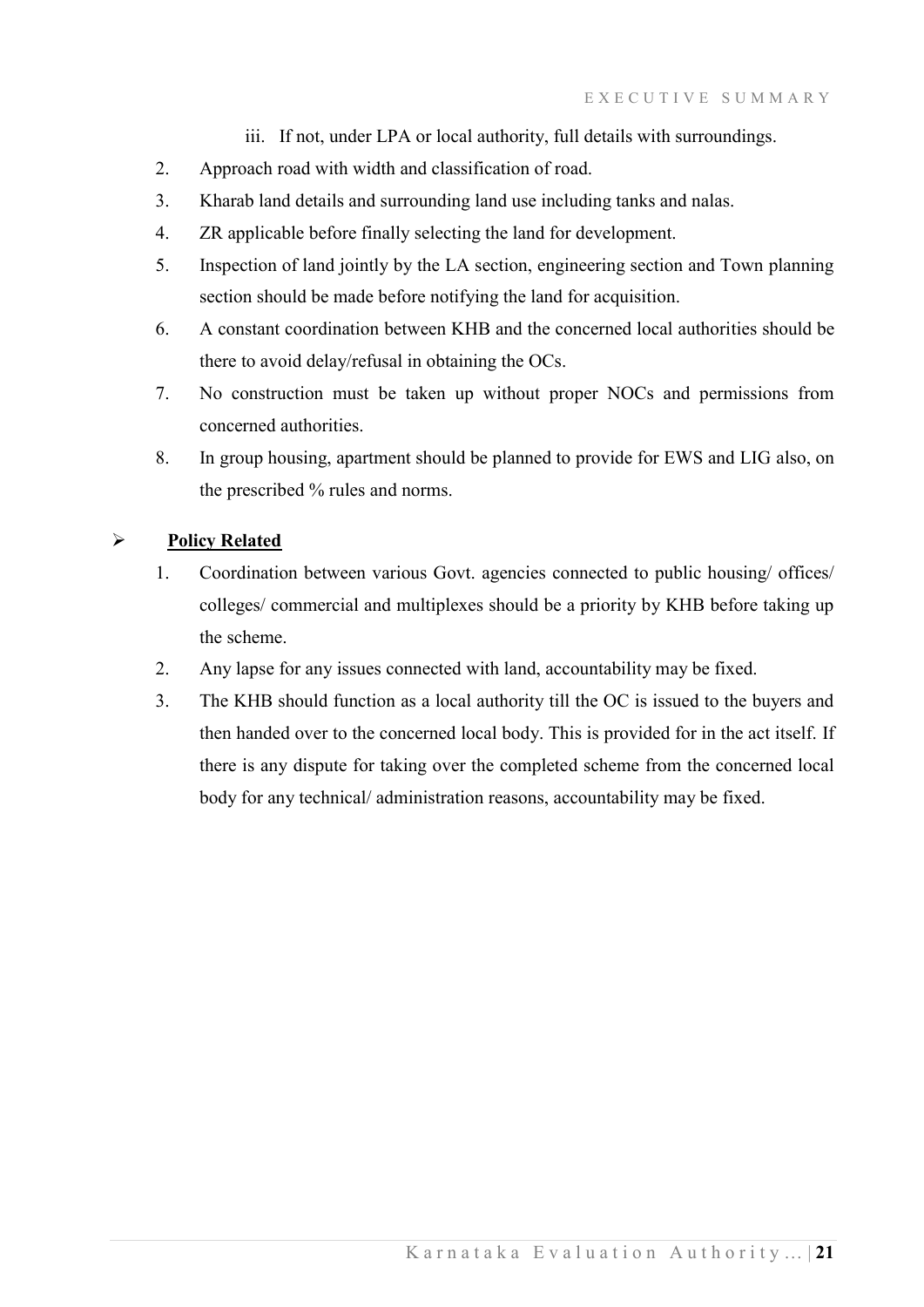iii. If not, under LPA or local authority, full details with surroundings.

2. Approach road with width and classification of road.
3. Kharab land details and surrounding land use including tanks and nalas.
4. ZR applicable before finally selecting the land for development.
5. Inspection of land jointly by the LA section, engineering section and Town planning section should be made before notifying the land for acquisition.
6. A constant coordination between KHB and the concerned local authorities should be there to avoid delay/refusal in obtaining the OCs.
7. No construction must be taken up without proper NOCs and permissions from concerned authorities.
8. In group housing, apartment should be planned to provide for EWS and LIG also, on the prescribed % rules and norms.

- **Policy Related**

1. Coordination between various Govt. agencies connected to public housing/ offices/ colleges/ commercial and multiplexes should be a priority by KHB before taking up the scheme.
2. Any lapse for any issues connected with land, accountability may be fixed.
3. The KHB should function as a local authority till the OC is issued to the buyers and then handed over to the concerned local body. This is provided for in the act itself. If there is any dispute for taking over the completed scheme from the concerned local body for any technical/ administration reasons, accountability may be fixed.